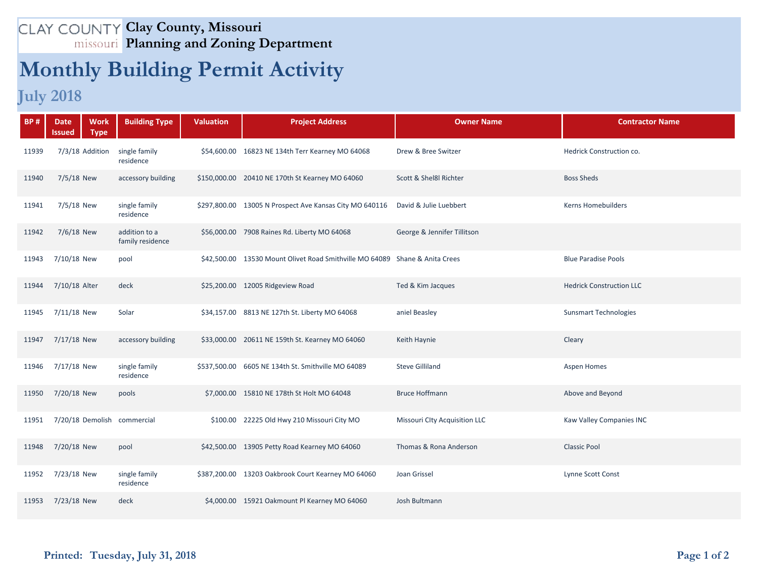CLAY COUNTY missouri **Clay County, Missouri**
**Planning and Zoning Department**

# Monthly Building Permit Activity

## July 2018

| BP # | Date Issued | Work Type | Building Type | Valuation | Project Address | Owner Name | Contractor Name |
|---|---|---|---|---|---|---|---|
| 11939 | 7/3/18 | Addition | single family residence | $54,600.00 | 16823 NE 134th Terr Kearney MO 64068 | Drew & Bree Switzer | Hedrick Construction co. |
| 11940 | 7/5/18 | New | accessory building | $150,000.00 | 20410 NE 170th St Kearney MO 64060 | Scott & Shel8l Richter | Boss Sheds |
| 11941 | 7/5/18 | New | single family residence | $297,800.00 | 13005 N Prospect Ave Kansas City MO 640116 | David & Julie Luebbert | Kerns Homebuilders |
| 11942 | 7/6/18 | New | addition to a family residence | $56,000.00 | 7908 Raines Rd. Liberty MO 64068 | George & Jennifer Tillitson | |
| 11943 | 7/10/18 | New | pool | $42,500.00 | 13530 Mount Olivet Road Smithville MO 64089 | Shane & Anita Crees | Blue Paradise Pools |
| 11944 | 7/10/18 | Alter | deck | $25,200.00 | 12005 Ridgeview Road | Ted & Kim Jacques | Hedrick Construction LLC |
| 11945 | 7/11/18 | New | Solar | $34,157.00 | 8813 NE 127th St. Liberty MO 64068 | aniel Beasley | Sunsmart Technologies |
| 11947 | 7/17/18 | New | accessory building | $33,000.00 | 20611 NE 159th St. Kearney MO 64060 | Keith Haynie | Cleary |
| 11946 | 7/17/18 | New | single family residence | $537,500.00 | 6605 NE 134th St. Smithville MO 64089 | Steve Gilliland | Aspen Homes |
| 11950 | 7/20/18 | New | pools | $7,000.00 | 15810 NE 178th St Holt MO 64048 | Bruce Hoffmann | Above and Beyond |
| 11951 | 7/20/18 | Demolish | commercial | $100.00 | 22225 Old Hwy 210 Missouri City MO | Missouri CIty Acquisition LLC | Kaw Valley Companies INC |
| 11948 | 7/20/18 | New | pool | $42,500.00 | 13905 Petty Road Kearney MO 64060 | Thomas & Rona Anderson | Classic Pool |
| 11952 | 7/23/18 | New | single family residence | $387,200.00 | 13203 Oakbrook Court Kearney MO 64060 | Joan Grissel | Lynne Scott Const |
| 11953 | 7/23/18 | New | deck | $4,000.00 | 15921 Oakmount Pl Kearney MO 64060 | Josh Bultmann | |

**Printed: Tuesday, July 31, 2018**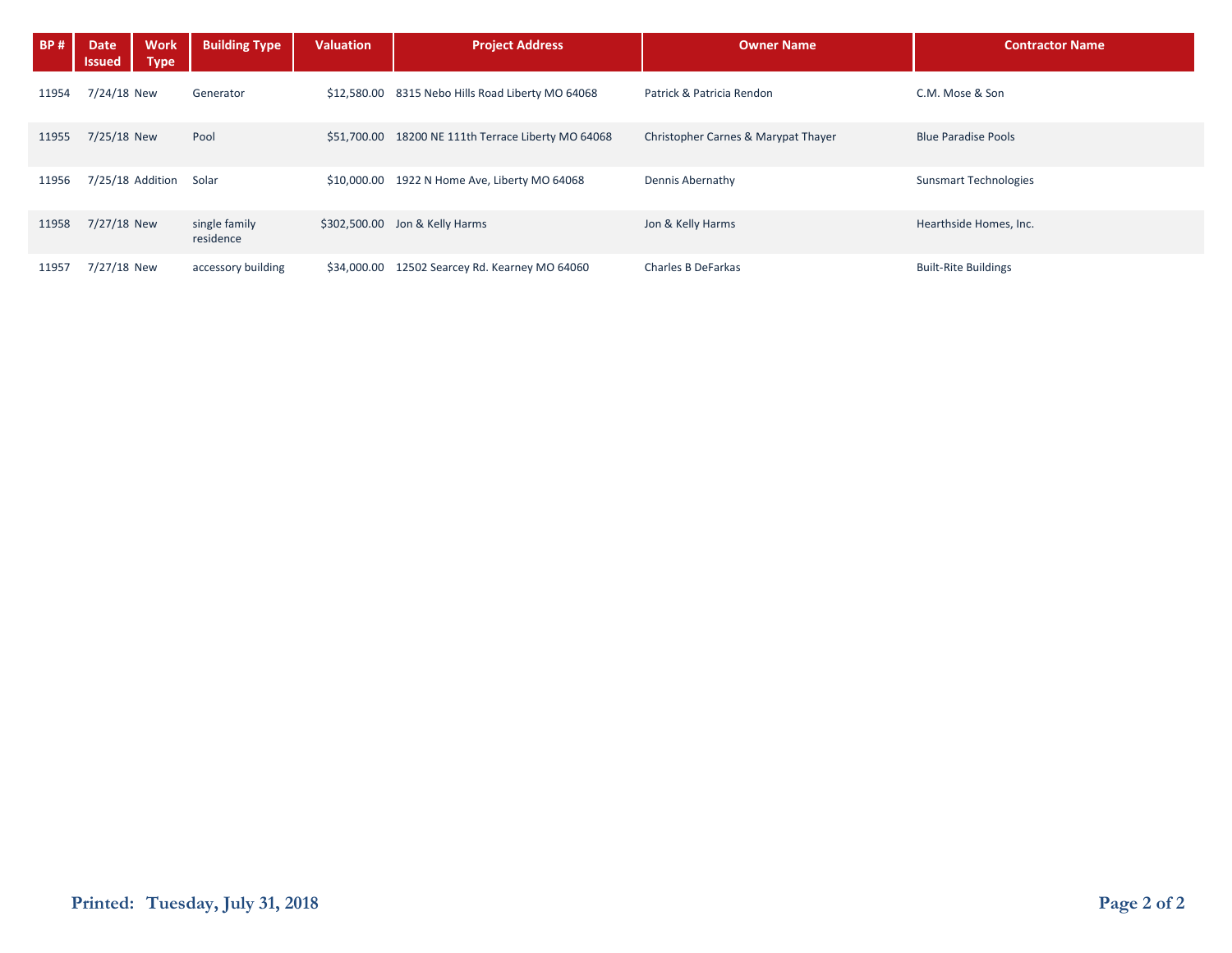| BP # | Date Issued | Work Type | Building Type | Valuation | Project Address | Owner Name | Contractor Name |
|---|---|---|---|---|---|---|---|
| 11954 | 7/24/18 | New | Generator | $12,580.00 | 8315 Nebo Hills Road Liberty MO 64068 | Patrick & Patricia Rendon | C.M. Mose & Son |
| 11955 | 7/25/18 | New | Pool | $51,700.00 | 18200 NE 111th Terrace Liberty MO 64068 | Christopher Carnes & Marypat Thayer | Blue Paradise Pools |
| 11956 | 7/25/18 | Addition | Solar | $10,000.00 | 1922 N Home Ave, Liberty MO 64068 | Dennis Abernathy | Sunsmart Technologies |
| 11958 | 7/27/18 | New | single family residence | $302,500.00 | Jon & Kelly Harms | Jon & Kelly Harms | Hearthside Homes, Inc. |
| 11957 | 7/27/18 | New | accessory building | $34,000.00 | 12502 Searcey Rd. Kearney MO 64060 | Charles B DeFarkas | Built-Rite Buildings |

**Printed: Tuesday, July 31, 2018**